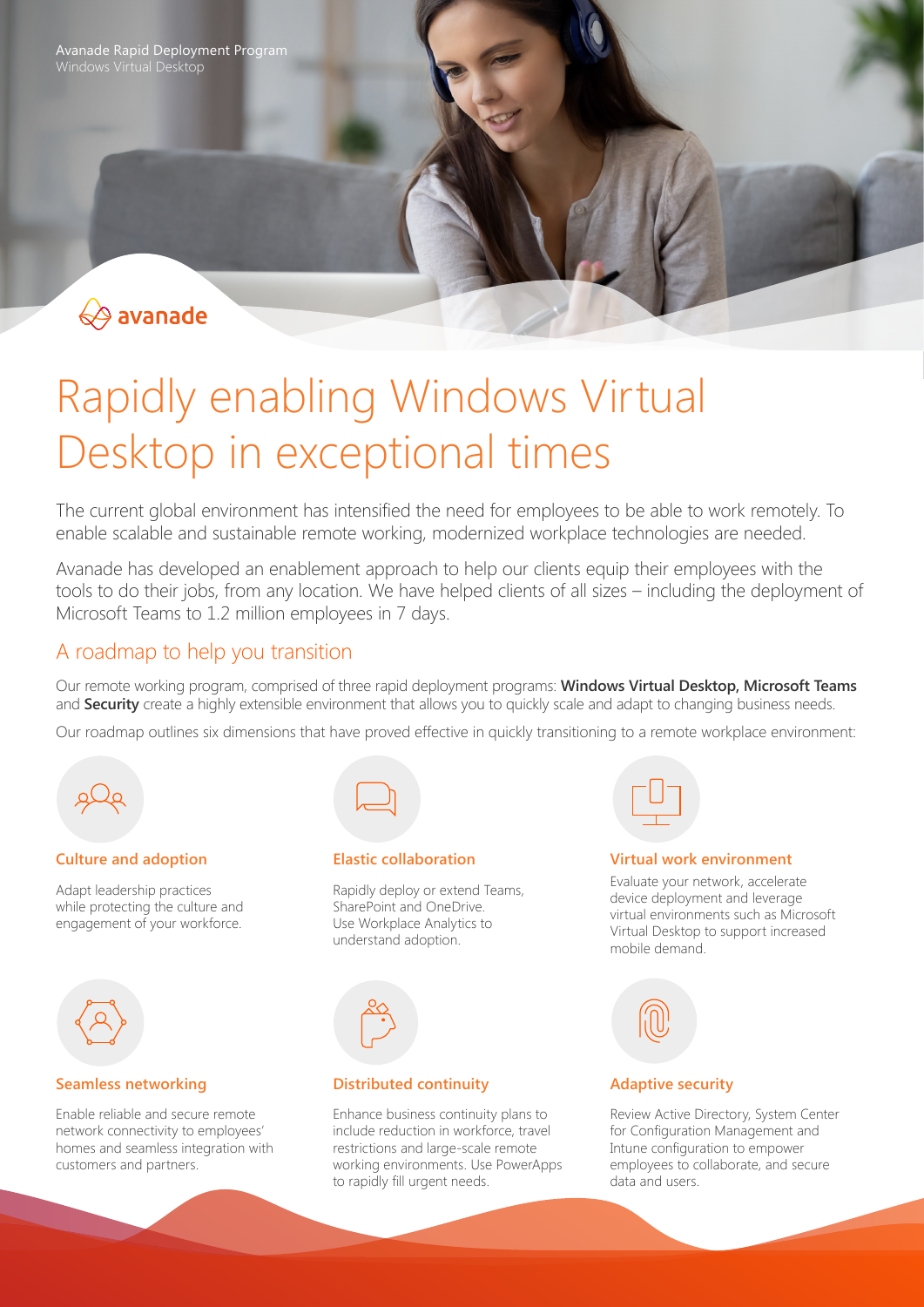Avanade Rapid Deployment Program
Windows Virtual Desktop

avanade

# Rapidly enabling Windows Virtual Desktop in exceptional times

The current global environment has intensified the need for employees to be able to work remotely. To enable scalable and sustainable remote working, modernized workplace technologies are needed.

Avanade has developed an enablement approach to help our clients equip their employees with the tools to do their jobs, from any location. We have helped clients of all sizes – including the deployment of Microsoft Teams to 1.2 million employees in 7 days.

## A roadmap to help you transition

Our remote working program, comprised of three rapid deployment programs: **Windows Virtual Desktop, Microsoft Teams** and **Security** create a highly extensible environment that allows you to quickly scale and adapt to changing business needs.

Our roadmap outlines six dimensions that have proved effective in quickly transitioning to a remote workplace environment:

### Culture and adoption

Adapt leadership practices while protecting the culture and engagement of your workforce.

### Elastic collaboration

Rapidly deploy or extend Teams, SharePoint and OneDrive. Use Workplace Analytics to understand adoption.

### Virtual work environment

Evaluate your network, accelerate device deployment and leverage virtual environments such as Microsoft Virtual Desktop to support increased mobile demand.

### Seamless networking

Enable reliable and secure remote network connectivity to employees' homes and seamless integration with customers and partners.

### Distributed continuity

Enhance business continuity plans to include reduction in workforce, travel restrictions and large-scale remote working environments. Use PowerApps to rapidly fill urgent needs.

### Adaptive security

Review Active Directory, System Center for Configuration Management and Intune configuration to empower employees to collaborate, and secure data and users.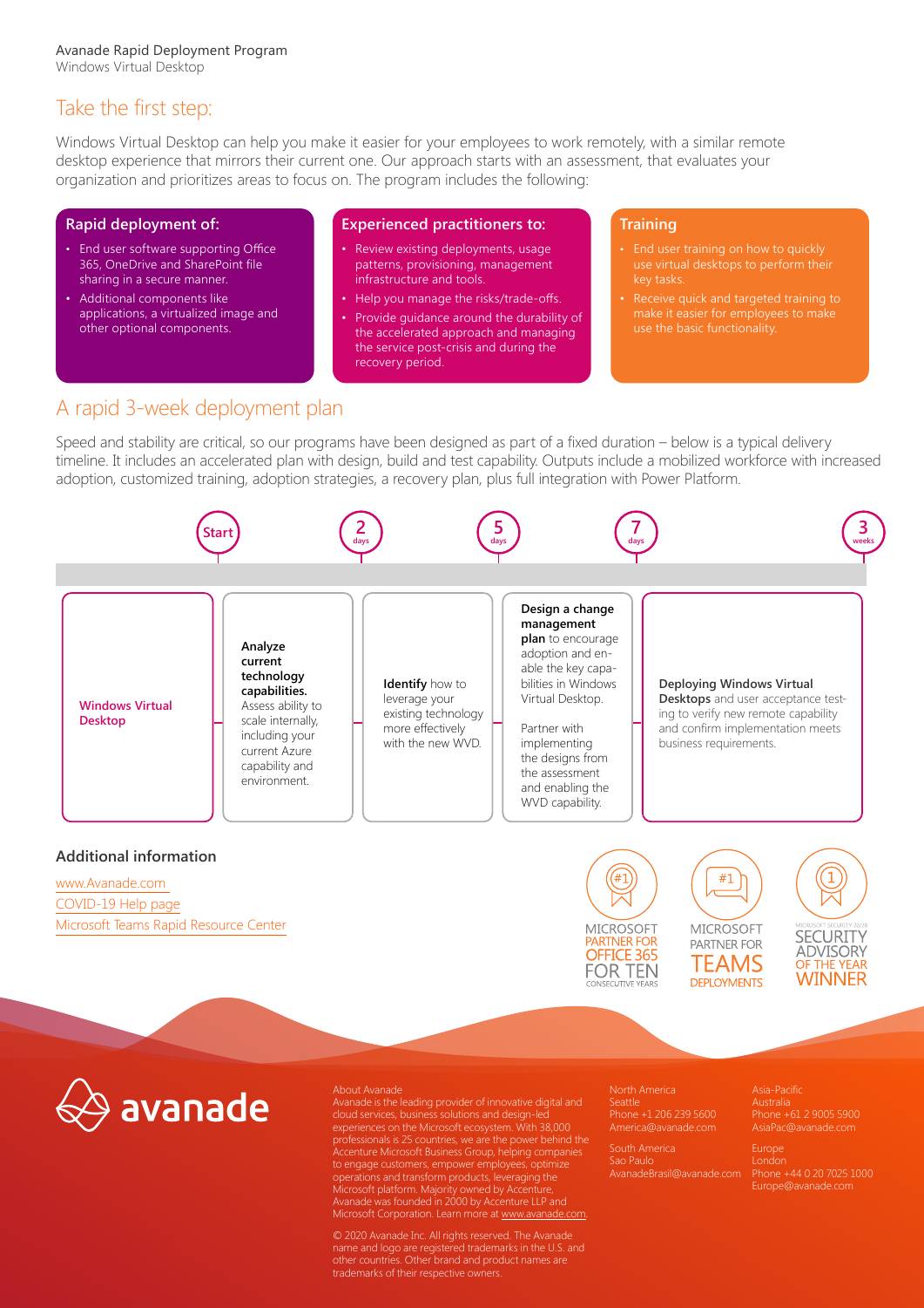## Take the first step:

Windows Virtual Desktop can help you make it easier for your employees to work remotely, with a similar remote desktop experience that mirrors their current one. Our approach starts with an assessment, that evaluates your organization and prioritizes areas to focus on. The program includes the following:

### Rapid deployment of:

- End user software supporting Office 365, OneDrive and SharePoint file sharing in a secure manner.
- Additional components like applications, a virtualized image and other optional components.

### Experienced practitioners to:

- Review existing deployments, usage patterns, provisioning, management infrastructure and tools.
- Help you manage the risks/trade-offs.
- Provide guidance around the durability of the accelerated approach and managing the service post-crisis and during the recovery period.

### Training

- End user training on how to quickly use virtual desktops to perform their key tasks.
- Receive quick and targeted training to make it easier for employees to make use the basic functionality.

## A rapid 3-week deployment plan

Speed and stability are critical, so our programs have been designed as part of a fixed duration – below is a typical delivery timeline. It includes an accelerated plan with design, build and test capability. Outputs include a mobilized workforce with increased adoption, customized training, adoption strategies, a recovery plan, plus full integration with Power Platform.

Start

2 days

5 days

7 days

3 weeks

**Windows Virtual Desktop**

**Analyze current technology capabilities.** Assess ability to scale internally, including your current Azure capability and environment.

**Identify** how to leverage your existing technology more effectively with the new WVD.

**Design a change management plan** to encourage adoption and enable the key capabilities in Windows Virtual Desktop.

Partner with implementing the designs from the assessment and enabling the WVD capability.

**Deploying Windows Virtual Desktops** and user acceptance testing to verify new remote capability and confirm implementation meets business requirements.

### Additional information

www.Avanade.com

COVID-19 Help page

Microsoft Teams Rapid Resource Center

#1 MICROSOFT PARTNER FOR OFFICE 365 FOR TEN CONSECUTIVE YEARS

#1 MICROSOFT PARTNER FOR TEAMS DEPLOYMENTS

1 MICROSOFT SECURITY 20/20 SECURITY ADVISORY OF THE YEAR WINNER

avanade

About Avanade
Avanade is the leading provider of innovative digital and cloud services, business solutions and design-led experiences on the Microsoft ecosystem. With 38,000 professionals is 25 countries, we are the power behind the Accenture Microsoft Business Group, helping companies to engage customers, empower employees, optimize operations and transform products, leveraging the Microsoft platform. Majority owned by Accenture, Avanade was founded in 2000 by Accenture LLP and Microsoft Corporation. Learn more at www.avanade.com.

© 2020 Avanade Inc. All rights reserved. The Avanade name and logo are registered trademarks in the U.S. and other countries. Other brand and product names are trademarks of their respective owners.

North America
Seattle
Phone +1 206 239 5600
America@avanade.com

South America
Sao Paulo
AvanadeBrasil@avanade.com

Asia-Pacific
Australia
Phone +61 2 9005 5900
AsiaPac@avanade.com

Europe
London
Phone +44 0 20 7025 1000
Europe@avanade.com